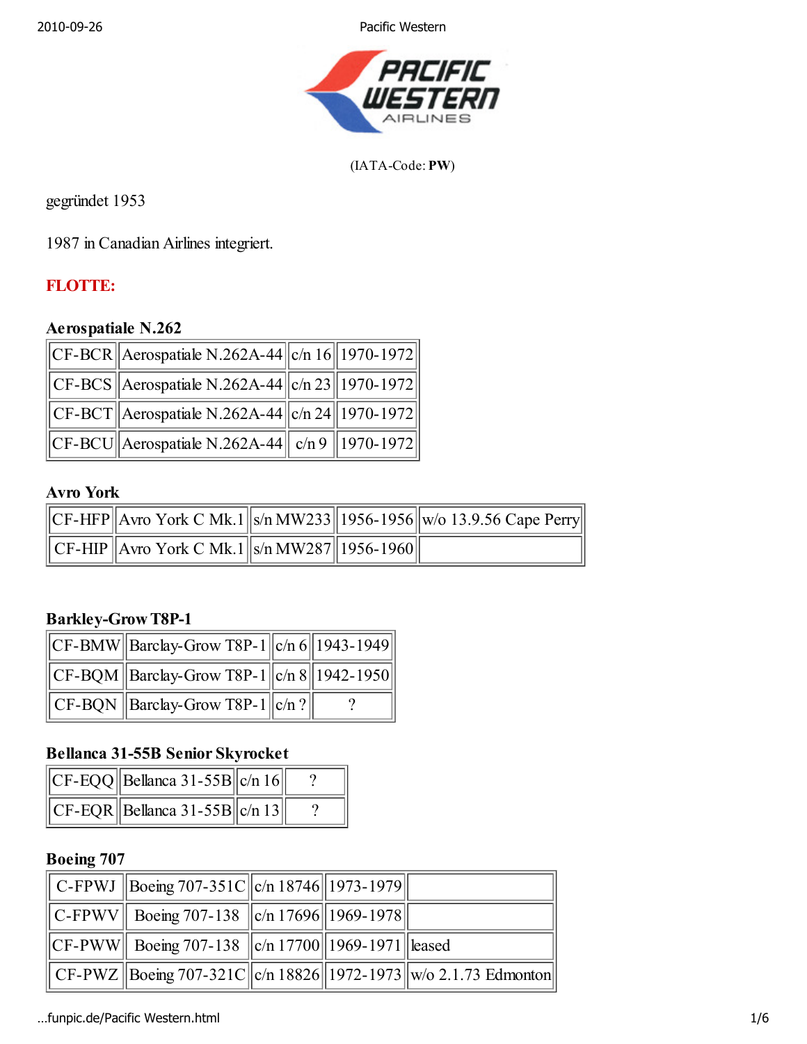(IATA-Code: **PW**)

gegründet 1953

1987 in Canadian Airlines integriert.

## FLOTTE:

### Aerospatiale N.262

| | | | |
|---|---|---|---|
| CF-BCR | Aerospatiale N.262A-44 | c/n 16 | 1970-1972 |
| CF-BCS | Aerospatiale N.262A-44 | c/n 23 | 1970-1972 |
| CF-BCT | Aerospatiale N.262A-44 | c/n 24 | 1970-1972 |
| CF-BCU | Aerospatiale N.262A-44 | c/n 9 | 1970-1972 |

### Avro York

| | | | | |
|---|---|---|---|---|
| CF-HFP | Avro York C Mk.1 | s/n MW233 | 1956-1956 | w/o 13.9.56 Cape Perry |
| CF-HIP | Avro York C Mk.1 | s/n MW287 | 1956-1960 | |

### Barkley-Grow T8P-1

| | | | |
|---|---|---|---|
| CF-BMW | Barclay-Grow T8P-1 | c/n 6 | 1943-1949 |
| CF-BQM | Barclay-Grow T8P-1 | c/n 8 | 1942-1950 |
| CF-BQN | Barclay-Grow T8P-1 | c/n ? | ? |

### Bellanca 31-55B Senior Skyrocket

| | | | |
|---|---|---|---|
| CF-EQQ | Bellanca 31-55B | c/n 16 | ? |
| CF-EQR | Bellanca 31-55B | c/n 13 | ? |

### Boeing 707

| | | | | |
|---|---|---|---|---|
| C-FPWJ | Boeing 707-351C | c/n 18746 | 1973-1979 | |
| C-FPWV | Boeing 707-138 | c/n 17696 | 1969-1978 | |
| CF-PWW | Boeing 707-138 | c/n 17700 | 1969-1971 | leased |
| CF-PWZ | Boeing 707-321C | c/n 18826 | 1972-1973 | w/o 2.1.73 Edmonton |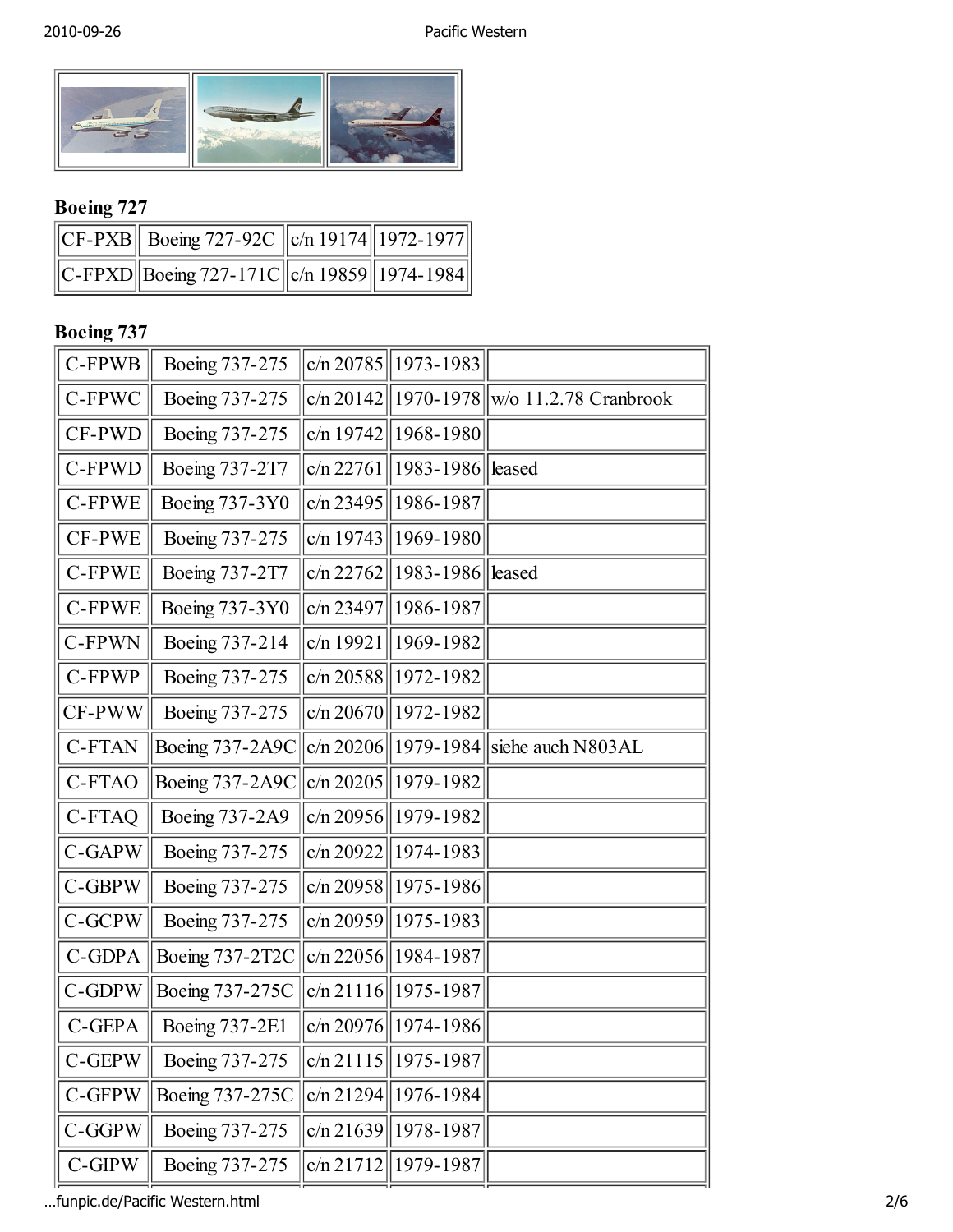## Boeing 727

| | | | |
|---|---|---|---|
| CF-PXB | Boeing 727-92C | c/n 19174 | 1972-1977 |
| C-FPXD | Boeing 727-171C | c/n 19859 | 1974-1984 |

## Boeing 737

| | | | | |
|---|---|---|---|---|
| C-FPWB | Boeing 737-275 | c/n 20785 | 1973-1983 | |
| C-FPWC | Boeing 737-275 | c/n 20142 | 1970-1978 | w/o 11.2.78 Cranbrook |
| CF-PWD | Boeing 737-275 | c/n 19742 | 1968-1980 | |
| C-FPWD | Boeing 737-2T7 | c/n 22761 | 1983-1986 | leased |
| C-FPWE | Boeing 737-3Y0 | c/n 23495 | 1986-1987 | |
| CF-PWE | Boeing 737-275 | c/n 19743 | 1969-1980 | |
| C-FPWE | Boeing 737-2T7 | c/n 22762 | 1983-1986 | leased |
| C-FPWE | Boeing 737-3Y0 | c/n 23497 | 1986-1987 | |
| C-FPWN | Boeing 737-214 | c/n 19921 | 1969-1982 | |
| C-FPWP | Boeing 737-275 | c/n 20588 | 1972-1982 | |
| CF-PWW | Boeing 737-275 | c/n 20670 | 1972-1982 | |
| C-FTAN | Boeing 737-2A9C | c/n 20206 | 1979-1984 | siehe auch N803AL |
| C-FTAO | Boeing 737-2A9C | c/n 20205 | 1979-1982 | |
| C-FTAQ | Boeing 737-2A9 | c/n 20956 | 1979-1982 | |
| C-GAPW | Boeing 737-275 | c/n 20922 | 1974-1983 | |
| C-GBPW | Boeing 737-275 | c/n 20958 | 1975-1986 | |
| C-GCPW | Boeing 737-275 | c/n 20959 | 1975-1983 | |
| C-GDPA | Boeing 737-2T2C | c/n 22056 | 1984-1987 | |
| C-GDPW | Boeing 737-275C | c/n 21116 | 1975-1987 | |
| C-GEPA | Boeing 737-2E1 | c/n 20976 | 1974-1986 | |
| C-GEPW | Boeing 737-275 | c/n 21115 | 1975-1987 | |
| C-GFPW | Boeing 737-275C | c/n 21294 | 1976-1984 | |
| C-GGPW | Boeing 737-275 | c/n 21639 | 1978-1987 | |
| C-GIPW | Boeing 737-275 | c/n 21712 | 1979-1987 | |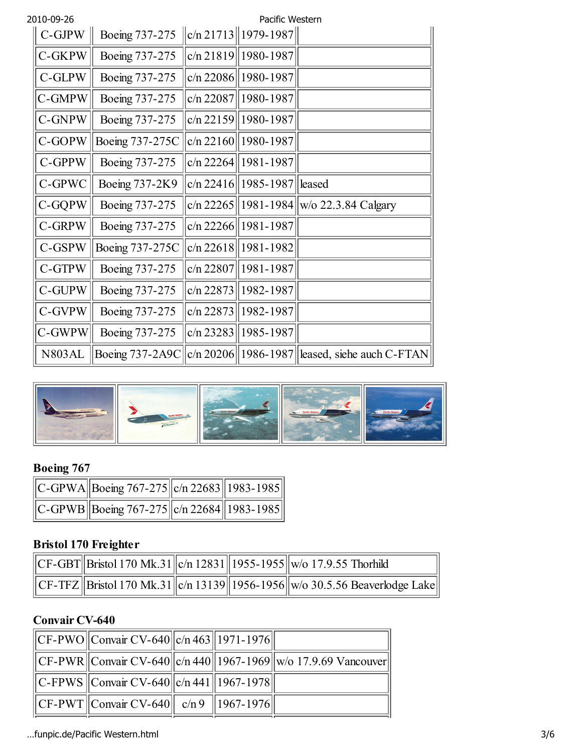| | | | | |
|---|---|---|---|---|
| C-GJPW | Boeing 737-275 | c/n 21713 | 1979-1987 | |
| C-GKPW | Boeing 737-275 | c/n 21819 | 1980-1987 | |
| C-GLPW | Boeing 737-275 | c/n 22086 | 1980-1987 | |
| C-GMPW | Boeing 737-275 | c/n 22087 | 1980-1987 | |
| C-GNPW | Boeing 737-275 | c/n 22159 | 1980-1987 | |
| C-GOPW | Boeing 737-275C | c/n 22160 | 1980-1987 | |
| C-GPPW | Boeing 737-275 | c/n 22264 | 1981-1987 | |
| C-GPWC | Boeing 737-2K9 | c/n 22416 | 1985-1987 | leased |
| C-GQPW | Boeing 737-275 | c/n 22265 | 1981-1984 | w/o 22.3.84 Calgary |
| C-GRPW | Boeing 737-275 | c/n 22266 | 1981-1987 | |
| C-GSPW | Boeing 737-275C | c/n 22618 | 1981-1982 | |
| C-GTPW | Boeing 737-275 | c/n 22807 | 1981-1987 | |
| C-GUPW | Boeing 737-275 | c/n 22873 | 1982-1987 | |
| C-GVPW | Boeing 737-275 | c/n 22873 | 1982-1987 | |
| C-GWPW | Boeing 737-275 | c/n 23283 | 1985-1987 | |
| N803AL | Boeing 737-2A9C | c/n 20206 | 1986-1987 | leased, siehe auch C-FTAN |

### Boeing 767

| | | | |
|---|---|---|---|
| C-GPWA | Boeing 767-275 | c/n 22683 | 1983-1985 |
| C-GPWB | Boeing 767-275 | c/n 22684 | 1983-1985 |

### Bristol 170 Freighter

| | | | | |
|---|---|---|---|---|
| CF-GBT | Bristol 170 Mk.31 | c/n 12831 | 1955-1955 | w/o 17.9.55 Thorhild |
| CF-TFZ | Bristol 170 Mk.31 | c/n 13139 | 1956-1956 | w/o 30.5.56 Beaverlodge Lake |

### Convair CV-640

| | | | | |
|---|---|---|---|---|
| CF-PWO | Convair CV-640 | c/n 463 | 1971-1976 | |
| CF-PWR | Convair CV-640 | c/n 440 | 1967-1969 | w/o 17.9.69 Vancouver |
| C-FPWS | Convair CV-640 | c/n 441 | 1967-1978 | |
| CF-PWT | Convair CV-640 | c/n 9 | 1967-1976 | |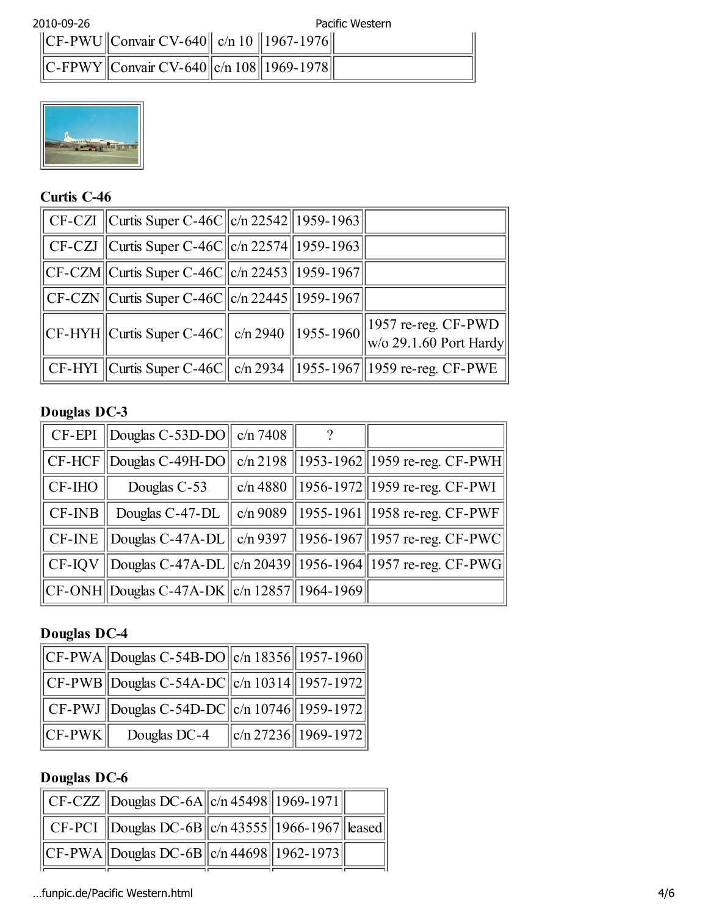| CF-PWU | Convair CV-640 | c/n 10 | 1967-1976 | |
|---|---|---|---|---|
| C-FPWY | Convair CV-640 | c/n 108 | 1969-1978 | |

### Curtis C-46

| CF-CZI | Curtis Super C-46C | c/n 22542 | 1959-1963 | |
|---|---|---|---|---|
| CF-CZJ | Curtis Super C-46C | c/n 22574 | 1959-1963 | |
| CF-CZM | Curtis Super C-46C | c/n 22453 | 1959-1967 | |
| CF-CZN | Curtis Super C-46C | c/n 22445 | 1959-1967 | |
| CF-HYH | Curtis Super C-46C | c/n 2940 | 1955-1960 | 1957 re-reg. CF-PWD w/o 29.1.60 Port Hardy |
| CF-HYI | Curtis Super C-46C | c/n 2934 | 1955-1967 | 1959 re-reg. CF-PWE |

### Douglas DC-3

| CF-EPI | Douglas C-53D-DO | c/n 7408 | ? | |
|---|---|---|---|---|
| CF-HCF | Douglas C-49H-DO | c/n 2198 | 1953-1962 | 1959 re-reg. CF-PWH |
| CF-IHO | Douglas C-53 | c/n 4880 | 1956-1972 | 1959 re-reg. CF-PWI |
| CF-INB | Douglas C-47-DL | c/n 9089 | 1955-1961 | 1958 re-reg. CF-PWF |
| CF-INE | Douglas C-47A-DL | c/n 9397 | 1956-1967 | 1957 re-reg. CF-PWC |
| CF-IQV | Douglas C-47A-DL | c/n 20439 | 1956-1964 | 1957 re-reg. CF-PWG |
| CF-ONH | Douglas C-47A-DK | c/n 12857 | 1964-1969 | |

### Douglas DC-4

| CF-PWA | Douglas C-54B-DO | c/n 18356 | 1957-1960 |
|---|---|---|---|
| CF-PWB | Douglas C-54A-DC | c/n 10314 | 1957-1972 |
| CF-PWJ | Douglas C-54D-DC | c/n 10746 | 1959-1972 |
| CF-PWK | Douglas DC-4 | c/n 27236 | 1969-1972 |

### Douglas DC-6

| CF-CZZ | Douglas DC-6A | c/n 45498 | 1969-1971 | |
|---|---|---|---|---|
| CF-PCI | Douglas DC-6B | c/n 43555 | 1966-1967 | leased |
| CF-PWA | Douglas DC-6B | c/n 44698 | 1962-1973 | |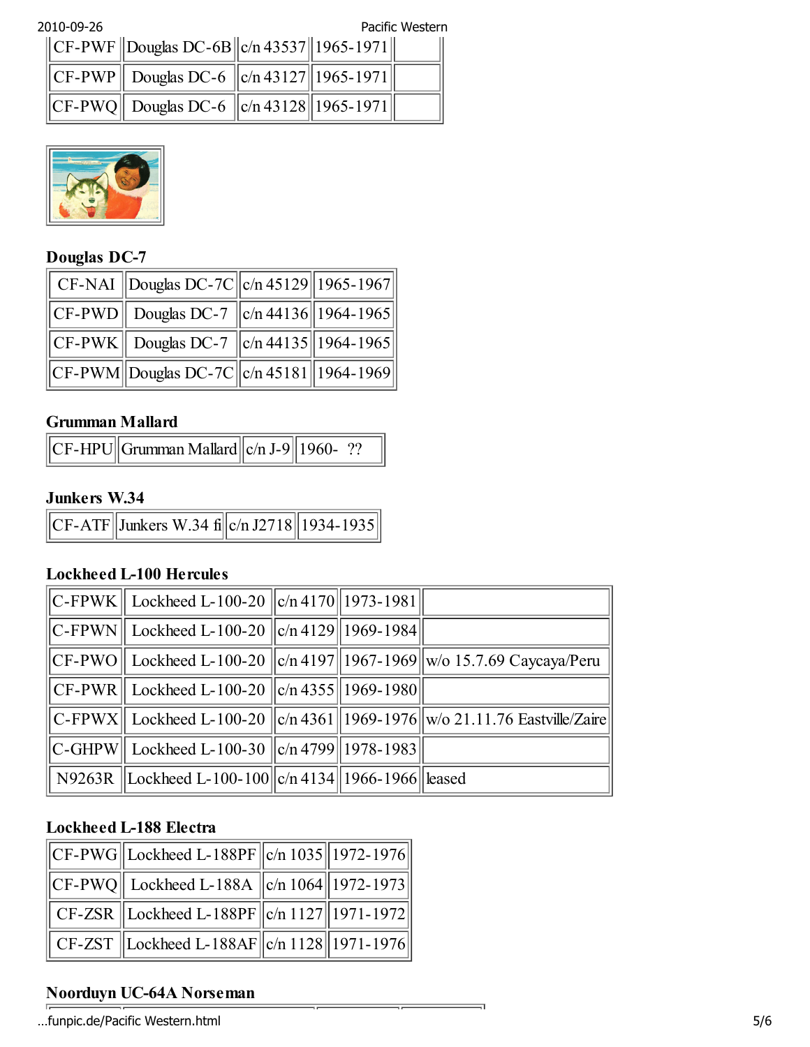| CF-PWF | Douglas DC-6B | c/n 43537 | 1965-1971 | |
|---|---|---|---|---|
| CF-PWP | Douglas DC-6 | c/n 43127 | 1965-1971 | |
| CF-PWQ | Douglas DC-6 | c/n 43128 | 1965-1971 | |

### Douglas DC-7

| CF-NAI | Douglas DC-7C | c/n 45129 | 1965-1967 |
|---|---|---|---|
| CF-PWD | Douglas DC-7 | c/n 44136 | 1964-1965 |
| CF-PWK | Douglas DC-7 | c/n 44135 | 1964-1965 |
| CF-PWM | Douglas DC-7C | c/n 45181 | 1964-1969 |

### Grumman Mallard

| CF-HPU | Grumman Mallard | c/n J-9 | 1960- ?? |
|---|---|---|---|

### Junkers W.34

| CF-ATF | Junkers W.34 fi | c/n J2718 | 1934-1935 |
|---|---|---|---|

### Lockheed L-100 Hercules

| C-FPWK | Lockheed L-100-20 | c/n 4170 | 1973-1981 | |
|---|---|---|---|---|
| C-FPWN | Lockheed L-100-20 | c/n 4129 | 1969-1984 | |
| CF-PWO | Lockheed L-100-20 | c/n 4197 | 1967-1969 | w/o 15.7.69 Caycaya/Peru |
| CF-PWR | Lockheed L-100-20 | c/n 4355 | 1969-1980 | |
| C-FPWX | Lockheed L-100-20 | c/n 4361 | 1969-1976 | w/o 21.11.76 Eastville/Zaire |
| C-GHPW | Lockheed L-100-30 | c/n 4799 | 1978-1983 | |
| N9263R | Lockheed L-100-100 | c/n 4134 | 1966-1966 | leased |

### Lockheed L-188 Electra

| CF-PWG | Lockheed L-188PF | c/n 1035 | 1972-1976 |
|---|---|---|---|
| CF-PWQ | Lockheed L-188A | c/n 1064 | 1972-1973 |
| CF-ZSR | Lockheed L-188PF | c/n 1127 | 1971-1972 |
| CF-ZST | Lockheed L-188AF | c/n 1128 | 1971-1976 |

### Noorduyn UC-64A Norseman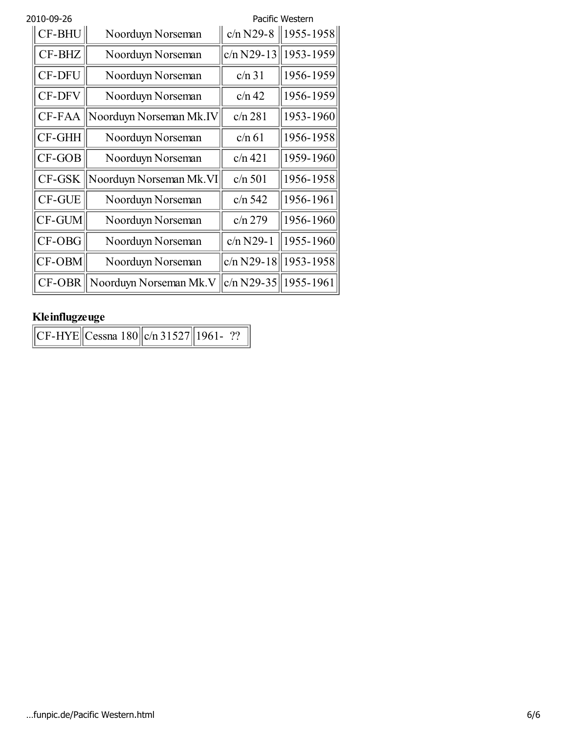| | | | |
|---|---|---|---|
| CF-BHU | Noorduyn Norseman | c/n N29-8 | 1955-1958 |
| CF-BHZ | Noorduyn Norseman | c/n N29-13 | 1953-1959 |
| CF-DFU | Noorduyn Norseman | c/n 31 | 1956-1959 |
| CF-DFV | Noorduyn Norseman | c/n 42 | 1956-1959 |
| CF-FAA | Noorduyn Norseman Mk.IV | c/n 281 | 1953-1960 |
| CF-GHH | Noorduyn Norseman | c/n 61 | 1956-1958 |
| CF-GOB | Noorduyn Norseman | c/n 421 | 1959-1960 |
| CF-GSK | Noorduyn Norseman Mk.VI | c/n 501 | 1956-1958 |
| CF-GUE | Noorduyn Norseman | c/n 542 | 1956-1961 |
| CF-GUM | Noorduyn Norseman | c/n 279 | 1956-1960 |
| CF-OBG | Noorduyn Norseman | c/n N29-1 | 1955-1960 |
| CF-OBM | Noorduyn Norseman | c/n N29-18 | 1953-1958 |
| CF-OBR | Noorduyn Norseman Mk.V | c/n N29-35 | 1955-1961 |

**Kleinflugzeuge**

| | | | |
|---|---|---|---|
| CF-HYE | Cessna 180 | c/n 31527 | 1961- ?? |